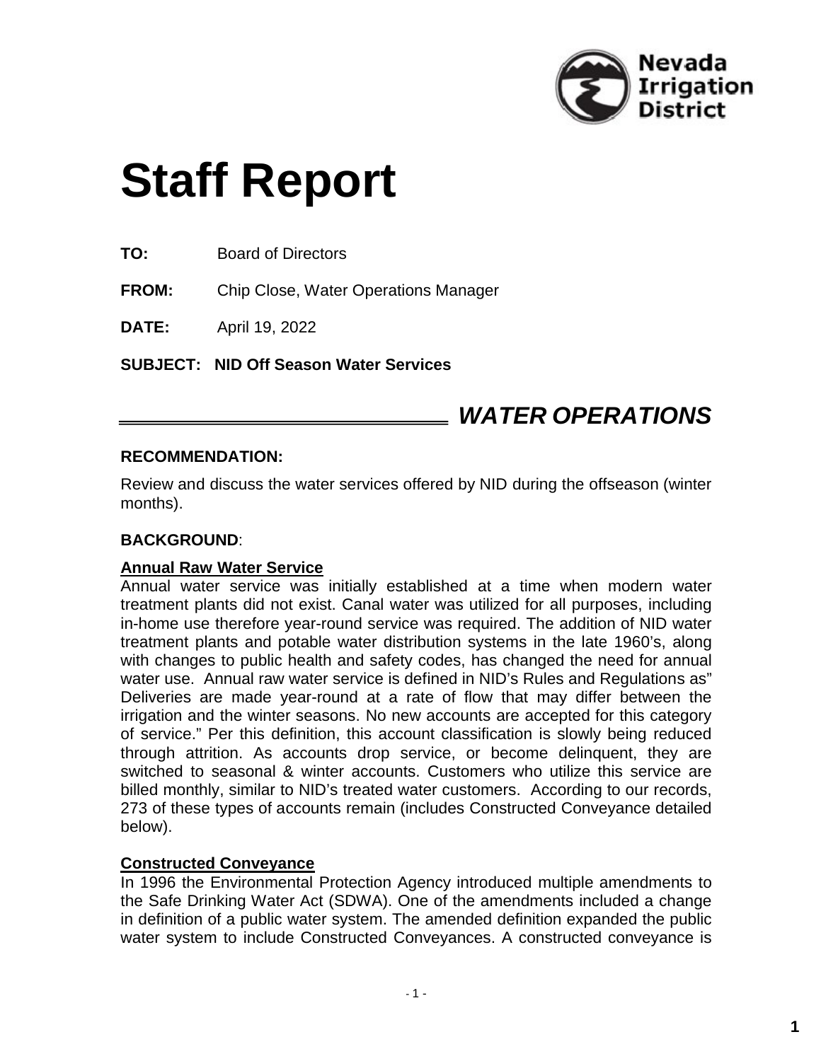# Staff Report

**TO:** Board of Directors

**FROM:** Chip Close, Water Operations Manager

**DATE:** April 19, 2022

**SUBJECT: NID Off Season Water Services**

## *WATER OPERATIONS*

**RECOMMENDATION:**

Review and discuss the water services offered by NID during the offseason (winter months).

**BACKGROUND**:

**Annual Raw Water Service**

Annual water service was initially established at a time when modern water treatment plants did not exist. Canal water was utilized for all purposes, including in-home use therefore year-round service was required. The addition of NID water treatment plants and potable water distribution systems in the late 1960's, along with changes to public health and safety codes, has changed the need for annual water use. Annual raw water service is defined in NID's Rules and Regulations as" Deliveries are made year-round at a rate of flow that may differ between the irrigation and the winter seasons. No new accounts are accepted for this category of service." Per this definition, this account classification is slowly being reduced through attrition. As accounts drop service, or become delinquent, they are switched to seasonal & winter accounts. Customers who utilize this service are billed monthly, similar to NID's treated water customers. According to our records, 273 of these types of accounts remain (includes Constructed Conveyance detailed below).

**Constructed Conveyance**

In 1996 the Environmental Protection Agency introduced multiple amendments to the Safe Drinking Water Act (SDWA). One of the amendments included a change in definition of a public water system. The amended definition expanded the public water system to include Constructed Conveyances. A constructed conveyance is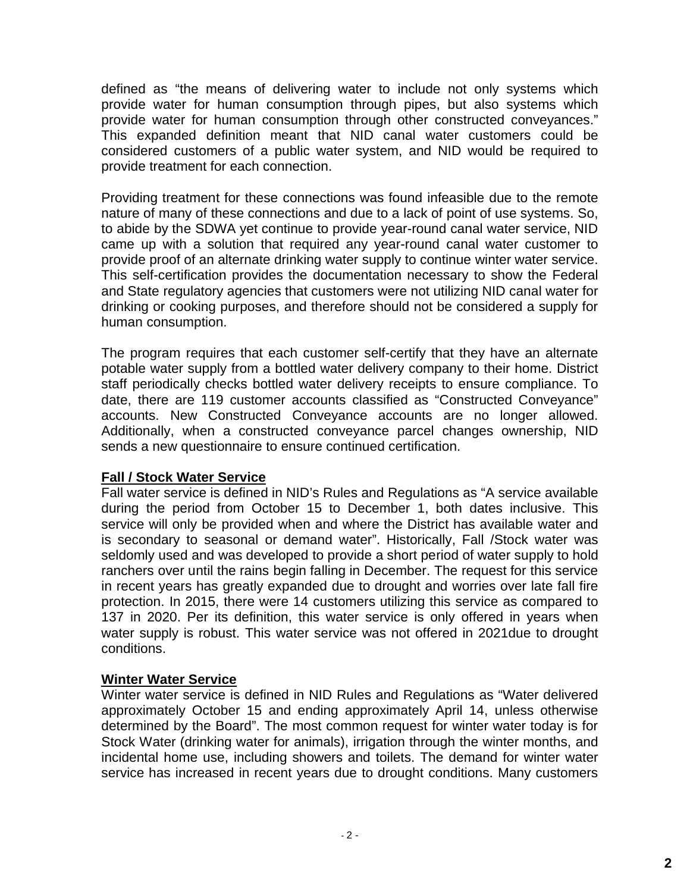defined as “the means of delivering water to include not only systems which provide water for human consumption through pipes, but also systems which provide water for human consumption through other constructed conveyances.” This expanded definition meant that NID canal water customers could be considered customers of a public water system, and NID would be required to provide treatment for each connection.

Providing treatment for these connections was found infeasible due to the remote nature of many of these connections and due to a lack of point of use systems. So, to abide by the SDWA yet continue to provide year-round canal water service, NID came up with a solution that required any year-round canal water customer to provide proof of an alternate drinking water supply to continue winter water service. This self-certification provides the documentation necessary to show the Federal and State regulatory agencies that customers were not utilizing NID canal water for drinking or cooking purposes, and therefore should not be considered a supply for human consumption.

The program requires that each customer self-certify that they have an alternate potable water supply from a bottled water delivery company to their home. District staff periodically checks bottled water delivery receipts to ensure compliance. To date, there are 119 customer accounts classified as “Constructed Conveyance” accounts. New Constructed Conveyance accounts are no longer allowed. Additionally, when a constructed conveyance parcel changes ownership, NID sends a new questionnaire to ensure continued certification.

**Fall / Stock Water Service**

Fall water service is defined in NID’s Rules and Regulations as “A service available during the period from October 15 to December 1, both dates inclusive. This service will only be provided when and where the District has available water and is secondary to seasonal or demand water”. Historically, Fall /Stock water was seldomly used and was developed to provide a short period of water supply to hold ranchers over until the rains begin falling in December. The request for this service in recent years has greatly expanded due to drought and worries over late fall fire protection. In 2015, there were 14 customers utilizing this service as compared to 137 in 2020. Per its definition, this water service is only offered in years when water supply is robust. This water service was not offered in 2021due to drought conditions.

**Winter Water Service**

Winter water service is defined in NID Rules and Regulations as “Water delivered approximately October 15 and ending approximately April 14, unless otherwise determined by the Board”. The most common request for winter water today is for Stock Water (drinking water for animals), irrigation through the winter months, and incidental home use, including showers and toilets. The demand for winter water service has increased in recent years due to drought conditions. Many customers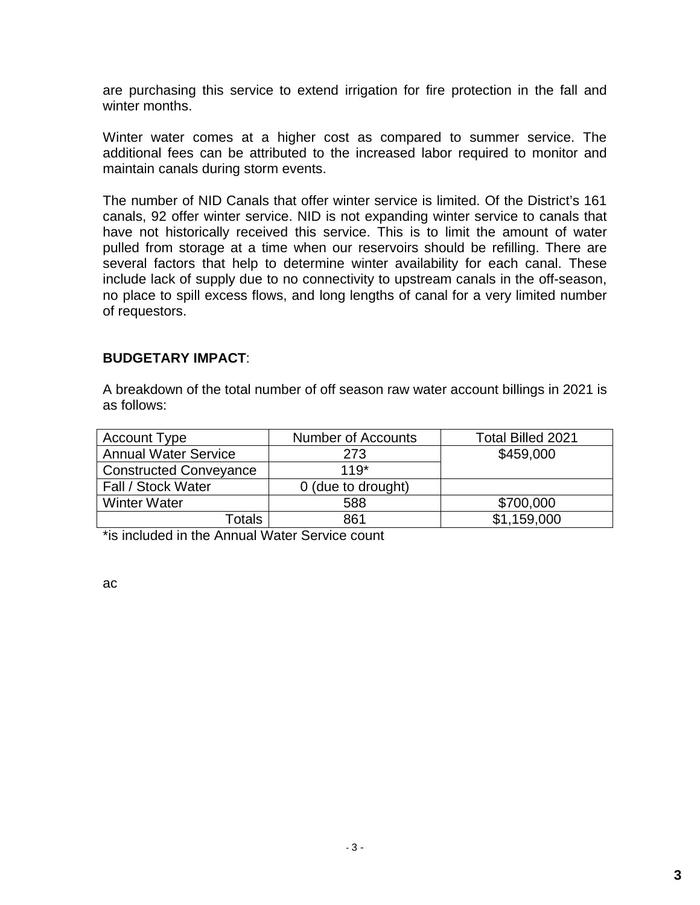are purchasing this service to extend irrigation for fire protection in the fall and winter months.

Winter water comes at a higher cost as compared to summer service. The additional fees can be attributed to the increased labor required to monitor and maintain canals during storm events.

The number of NID Canals that offer winter service is limited. Of the District's 161 canals, 92 offer winter service. NID is not expanding winter service to canals that have not historically received this service. This is to limit the amount of water pulled from storage at a time when our reservoirs should be refilling. There are several factors that help to determine winter availability for each canal. These include lack of supply due to no connectivity to upstream canals in the off-season, no place to spill excess flows, and long lengths of canal for a very limited number of requestors.

**BUDGETARY IMPACT**:

A breakdown of the total number of off season raw water account billings in 2021 is as follows:

| Account Type | Number of Accounts | Total Billed 2021 |
|---|---|---|
| Annual Water Service | 273 | $459,000 |
| Constructed Conveyance | 119* | |
| Fall / Stock Water | 0 (due to drought) | |
| Winter Water | 588 | $700,000 |
| Totals | 861 | $1,159,000 |

*is included in the Annual Water Service count

ac